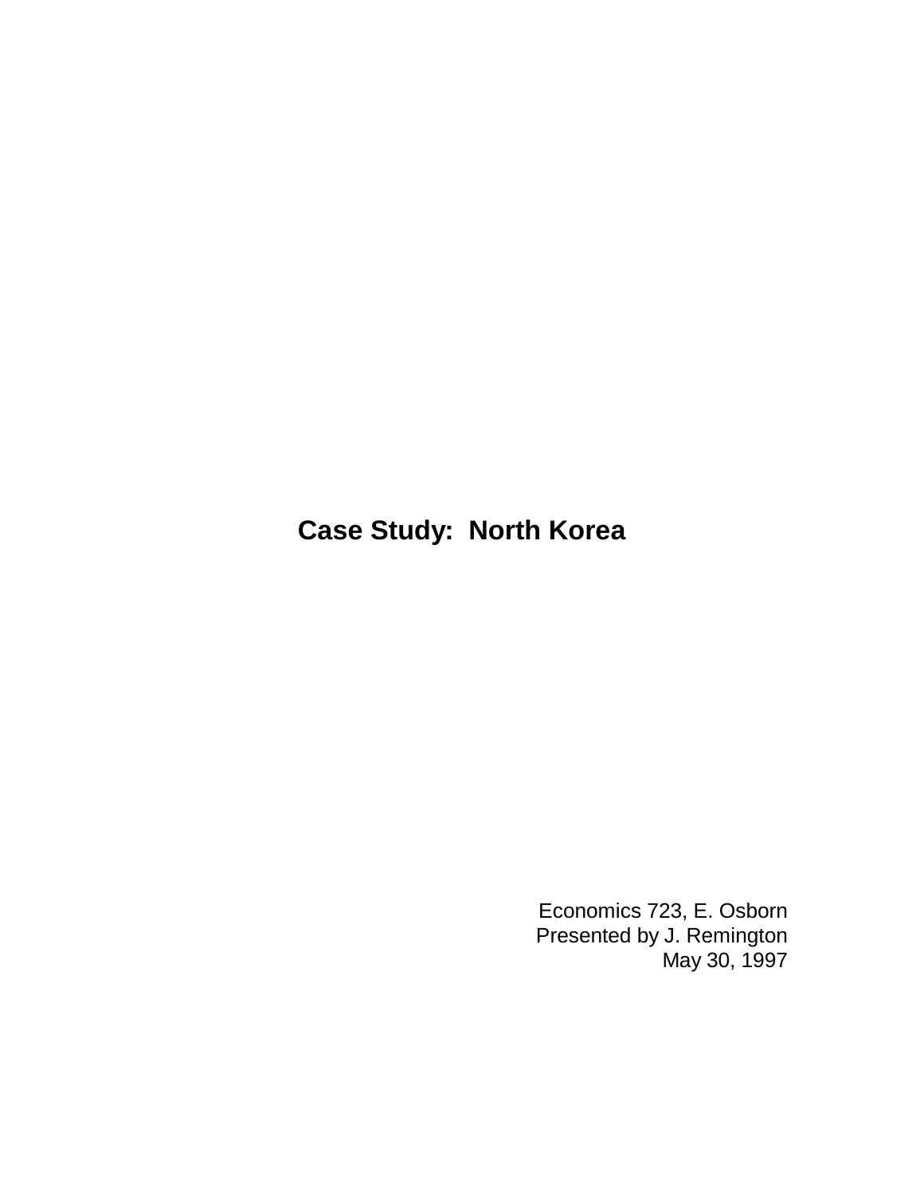# Case Study: North Korea

Economics 723, E. Osborn
Presented by J. Remington
May 30, 1997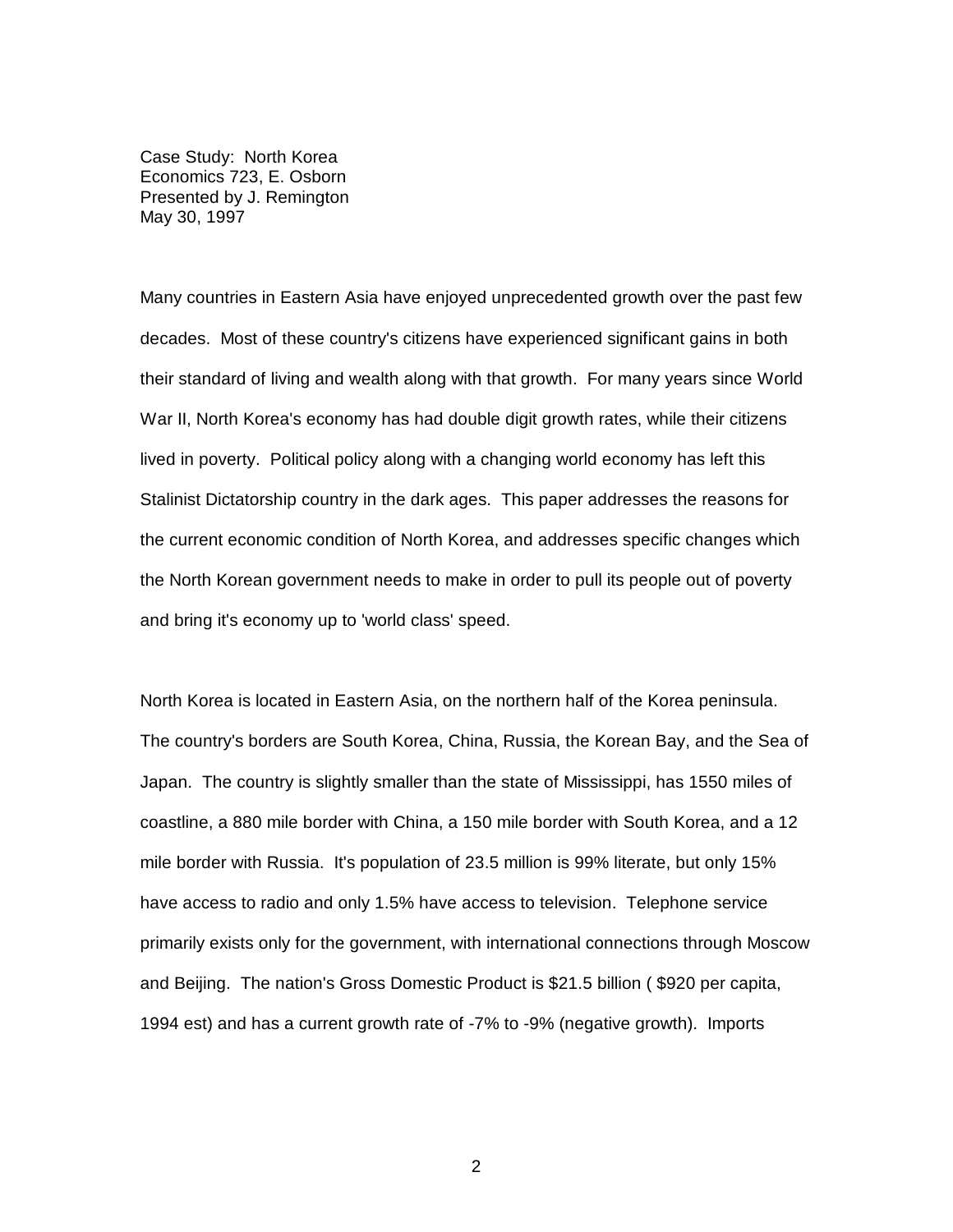Case Study: North Korea
Economics 723, E. Osborn
Presented by J. Remington
May 30, 1997

Many countries in Eastern Asia have enjoyed unprecedented growth over the past few decades. Most of these country's citizens have experienced significant gains in both their standard of living and wealth along with that growth. For many years since World War II, North Korea's economy has had double digit growth rates, while their citizens lived in poverty. Political policy along with a changing world economy has left this Stalinist Dictatorship country in the dark ages. This paper addresses the reasons for the current economic condition of North Korea, and addresses specific changes which the North Korean government needs to make in order to pull its people out of poverty and bring it's economy up to 'world class' speed.

North Korea is located in Eastern Asia, on the northern half of the Korea peninsula. The country's borders are South Korea, China, Russia, the Korean Bay, and the Sea of Japan. The country is slightly smaller than the state of Mississippi, has 1550 miles of coastline, a 880 mile border with China, a 150 mile border with South Korea, and a 12 mile border with Russia. It's population of 23.5 million is 99% literate, but only 15% have access to radio and only 1.5% have access to television. Telephone service primarily exists only for the government, with international connections through Moscow and Beijing. The nation's Gross Domestic Product is $21.5 billion ( $920 per capita, 1994 est) and has a current growth rate of -7% to -9% (negative growth). Imports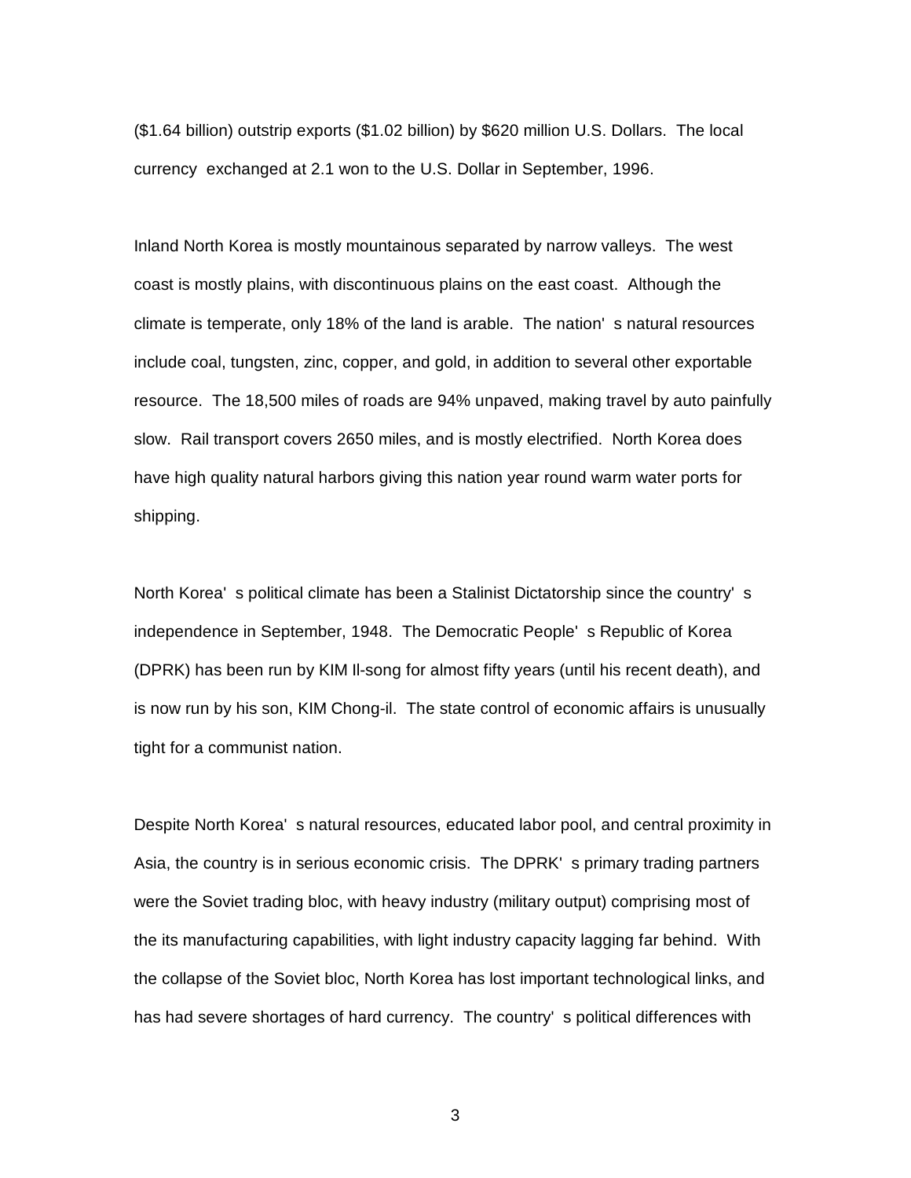($1.64 billion) outstrip exports ($1.02 billion) by $620 million U.S. Dollars. The local currency exchanged at 2.1 won to the U.S. Dollar in September, 1996.

Inland North Korea is mostly mountainous separated by narrow valleys. The west coast is mostly plains, with discontinuous plains on the east coast. Although the climate is temperate, only 18% of the land is arable. The nation's natural resources include coal, tungsten, zinc, copper, and gold, in addition to several other exportable resource. The 18,500 miles of roads are 94% unpaved, making travel by auto painfully slow. Rail transport covers 2650 miles, and is mostly electrified. North Korea does have high quality natural harbors giving this nation year round warm water ports for shipping.

North Korea's political climate has been a Stalinist Dictatorship since the country's independence in September, 1948. The Democratic People's Republic of Korea (DPRK) has been run by KIM Il-song for almost fifty years (until his recent death), and is now run by his son, KIM Chong-il. The state control of economic affairs is unusually tight for a communist nation.

Despite North Korea's natural resources, educated labor pool, and central proximity in Asia, the country is in serious economic crisis. The DPRK's primary trading partners were the Soviet trading bloc, with heavy industry (military output) comprising most of the its manufacturing capabilities, with light industry capacity lagging far behind. With the collapse of the Soviet bloc, North Korea has lost important technological links, and has had severe shortages of hard currency. The country's political differences with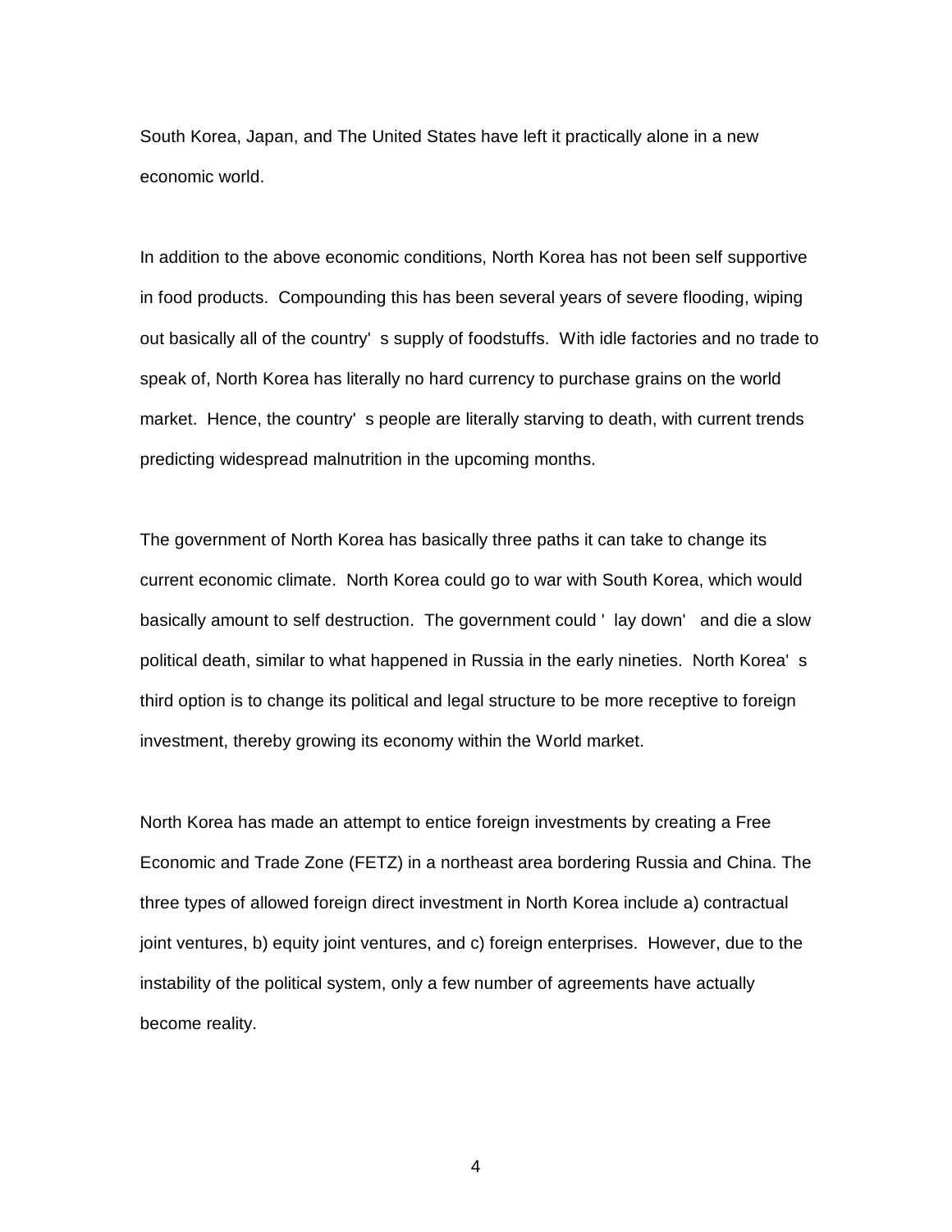South Korea, Japan, and The United States have left it practically alone in a new economic world.

In addition to the above economic conditions, North Korea has not been self supportive in food products. Compounding this has been several years of severe flooding, wiping out basically all of the country's supply of foodstuffs. With idle factories and no trade to speak of, North Korea has literally no hard currency to purchase grains on the world market. Hence, the country's people are literally starving to death, with current trends predicting widespread malnutrition in the upcoming months.

The government of North Korea has basically three paths it can take to change its current economic climate. North Korea could go to war with South Korea, which would basically amount to self destruction. The government could 'lay down' and die a slow political death, similar to what happened in Russia in the early nineties. North Korea's third option is to change its political and legal structure to be more receptive to foreign investment, thereby growing its economy within the World market.

North Korea has made an attempt to entice foreign investments by creating a Free Economic and Trade Zone (FETZ) in a northeast area bordering Russia and China. The three types of allowed foreign direct investment in North Korea include a) contractual joint ventures, b) equity joint ventures, and c) foreign enterprises. However, due to the instability of the political system, only a few number of agreements have actually become reality.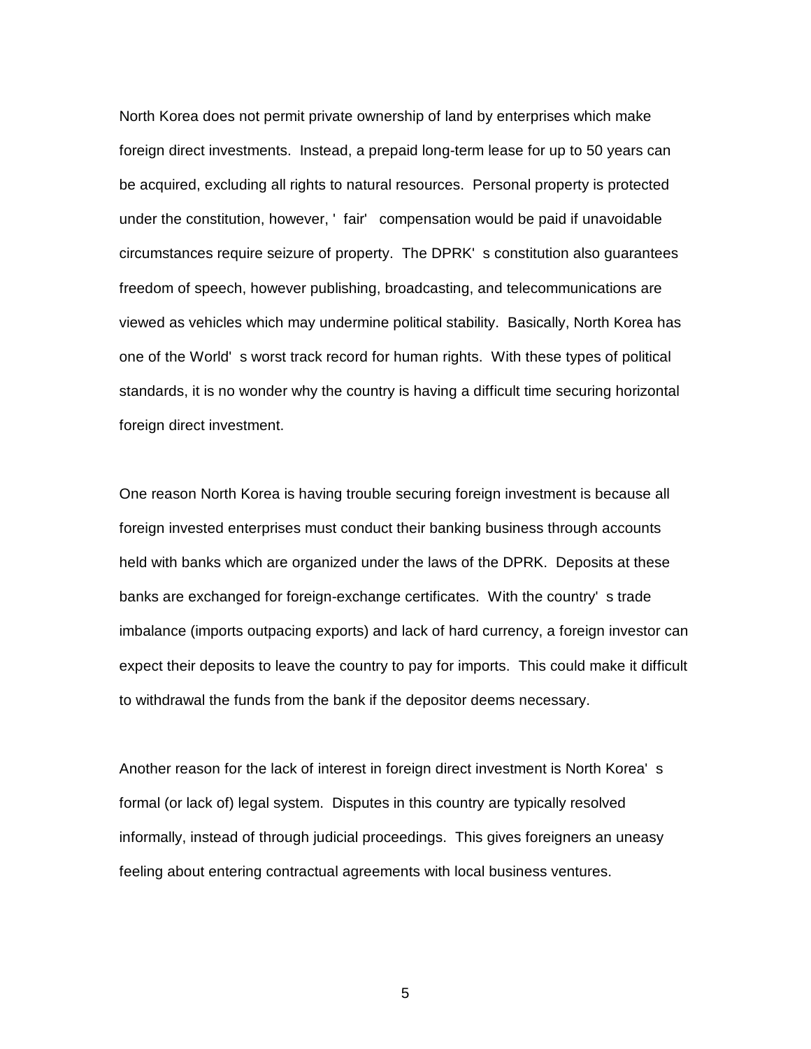North Korea does not permit private ownership of land by enterprises which make foreign direct investments. Instead, a prepaid long-term lease for up to 50 years can be acquired, excluding all rights to natural resources. Personal property is protected under the constitution, however, 'fair' compensation would be paid if unavoidable circumstances require seizure of property. The DPRK's constitution also guarantees freedom of speech, however publishing, broadcasting, and telecommunications are viewed as vehicles which may undermine political stability. Basically, North Korea has one of the World's worst track record for human rights. With these types of political standards, it is no wonder why the country is having a difficult time securing horizontal foreign direct investment.

One reason North Korea is having trouble securing foreign investment is because all foreign invested enterprises must conduct their banking business through accounts held with banks which are organized under the laws of the DPRK. Deposits at these banks are exchanged for foreign-exchange certificates. With the country's trade imbalance (imports outpacing exports) and lack of hard currency, a foreign investor can expect their deposits to leave the country to pay for imports. This could make it difficult to withdrawal the funds from the bank if the depositor deems necessary.

Another reason for the lack of interest in foreign direct investment is North Korea's formal (or lack of) legal system. Disputes in this country are typically resolved informally, instead of through judicial proceedings. This gives foreigners an uneasy feeling about entering contractual agreements with local business ventures.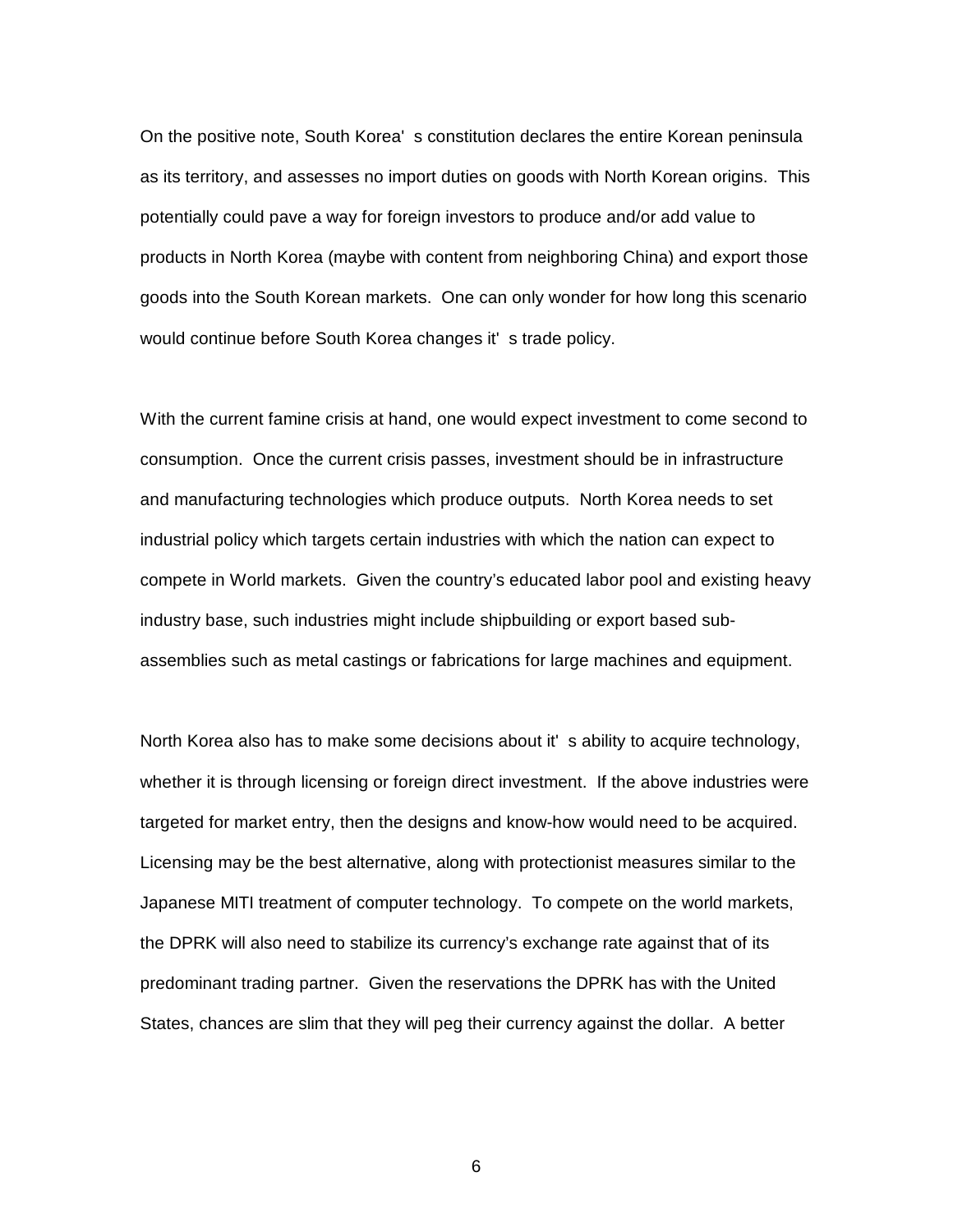On the positive note, South Korea' s constitution declares the entire Korean peninsula as its territory, and assesses no import duties on goods with North Korean origins. This potentially could pave a way for foreign investors to produce and/or add value to products in North Korea (maybe with content from neighboring China) and export those goods into the South Korean markets. One can only wonder for how long this scenario would continue before South Korea changes it' s trade policy.

With the current famine crisis at hand, one would expect investment to come second to consumption. Once the current crisis passes, investment should be in infrastructure and manufacturing technologies which produce outputs. North Korea needs to set industrial policy which targets certain industries with which the nation can expect to compete in World markets. Given the country's educated labor pool and existing heavy industry base, such industries might include shipbuilding or export based sub-assemblies such as metal castings or fabrications for large machines and equipment.

North Korea also has to make some decisions about it' s ability to acquire technology, whether it is through licensing or foreign direct investment. If the above industries were targeted for market entry, then the designs and know-how would need to be acquired. Licensing may be the best alternative, along with protectionist measures similar to the Japanese MITI treatment of computer technology. To compete on the world markets, the DPRK will also need to stabilize its currency's exchange rate against that of its predominant trading partner. Given the reservations the DPRK has with the United States, chances are slim that they will peg their currency against the dollar. A better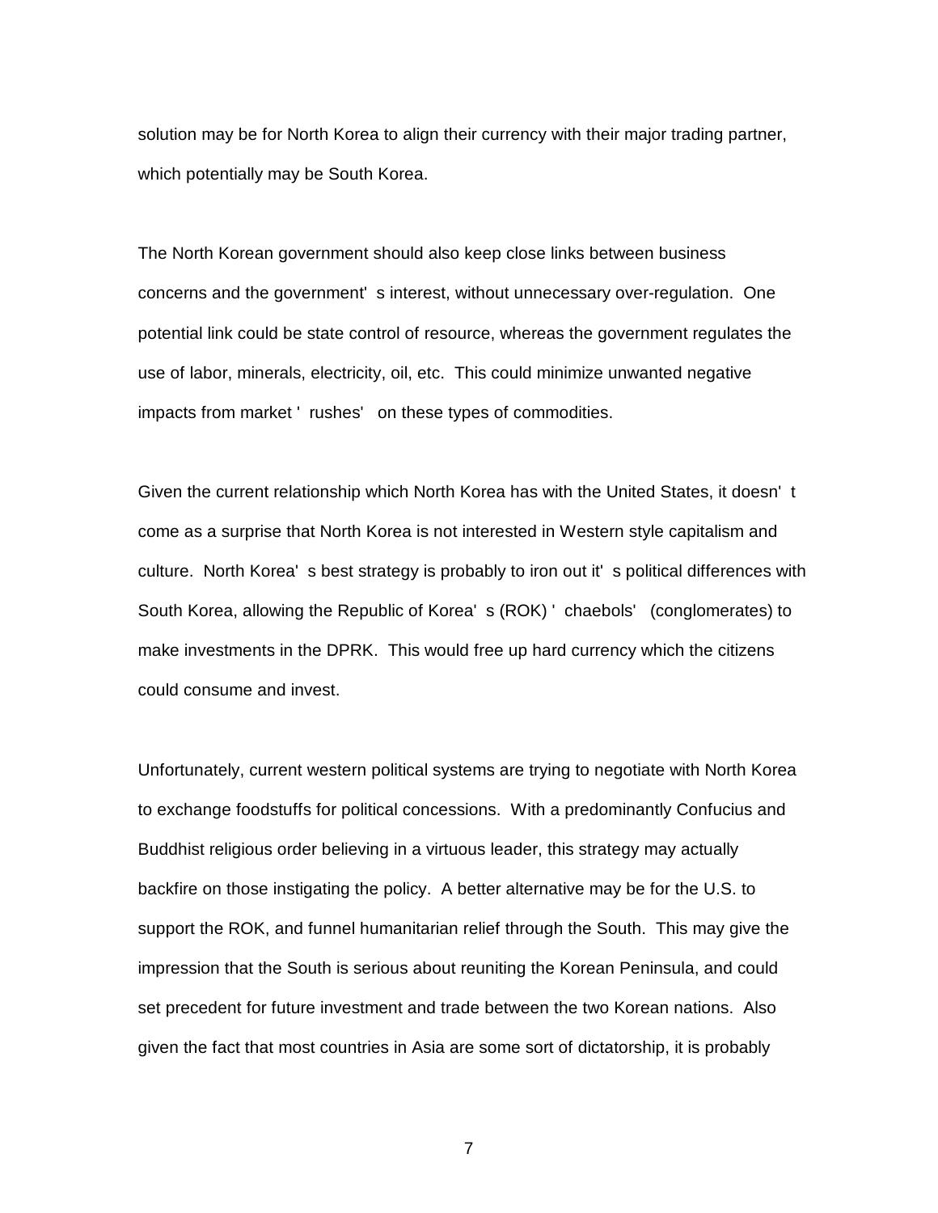solution may be for North Korea to align their currency with their major trading partner, which potentially may be South Korea.

The North Korean government should also keep close links between business concerns and the government's interest, without unnecessary over-regulation. One potential link could be state control of resource, whereas the government regulates the use of labor, minerals, electricity, oil, etc. This could minimize unwanted negative impacts from market 'rushes' on these types of commodities.

Given the current relationship which North Korea has with the United States, it doesn't come as a surprise that North Korea is not interested in Western style capitalism and culture. North Korea's best strategy is probably to iron out it's political differences with South Korea, allowing the Republic of Korea's (ROK) 'chaebols' (conglomerates) to make investments in the DPRK. This would free up hard currency which the citizens could consume and invest.

Unfortunately, current western political systems are trying to negotiate with North Korea to exchange foodstuffs for political concessions. With a predominantly Confucius and Buddhist religious order believing in a virtuous leader, this strategy may actually backfire on those instigating the policy. A better alternative may be for the U.S. to support the ROK, and funnel humanitarian relief through the South. This may give the impression that the South is serious about reuniting the Korean Peninsula, and could set precedent for future investment and trade between the two Korean nations. Also given the fact that most countries in Asia are some sort of dictatorship, it is probably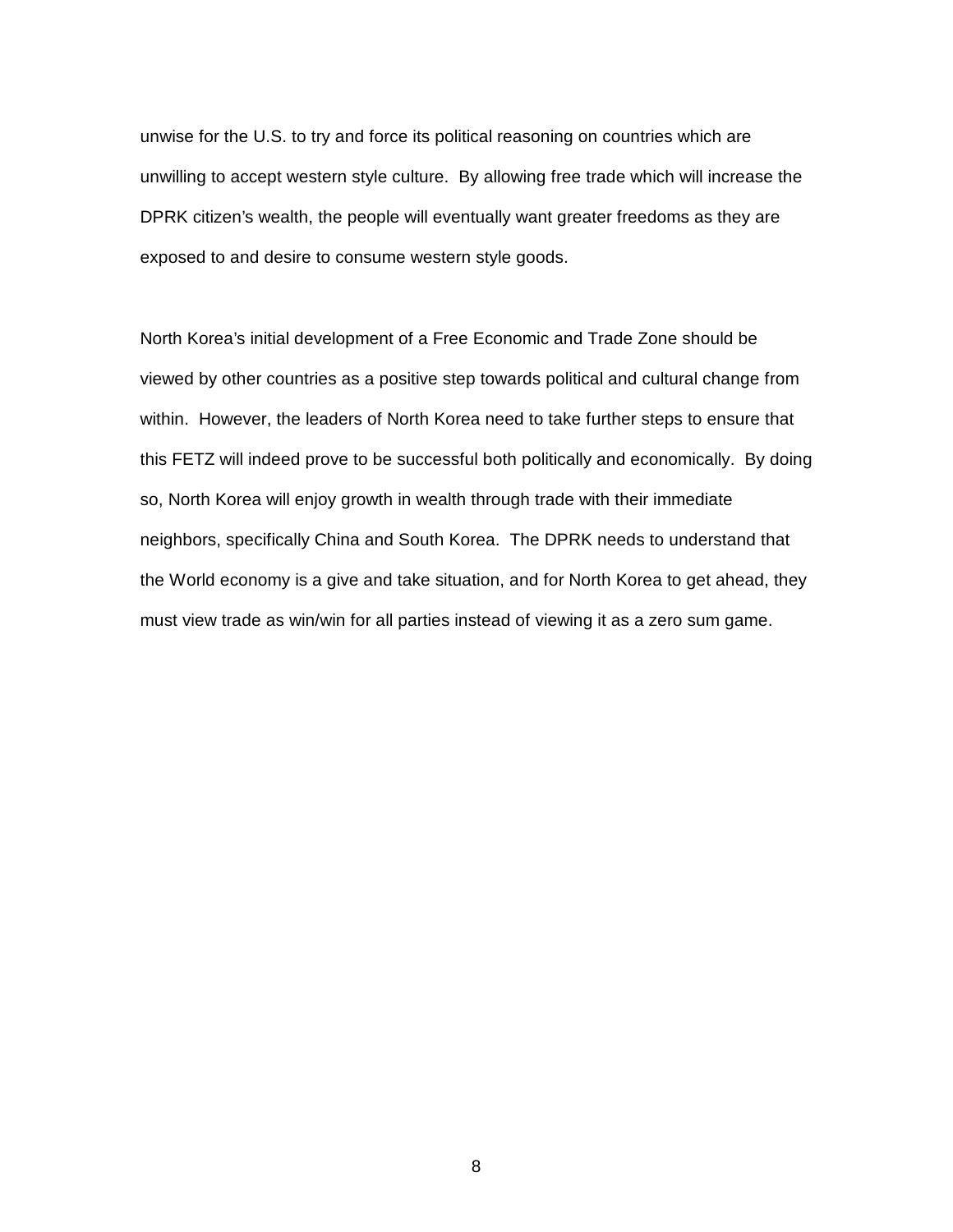unwise for the U.S. to try and force its political reasoning on countries which are unwilling to accept western style culture. By allowing free trade which will increase the DPRK citizen's wealth, the people will eventually want greater freedoms as they are exposed to and desire to consume western style goods.

North Korea's initial development of a Free Economic and Trade Zone should be viewed by other countries as a positive step towards political and cultural change from within. However, the leaders of North Korea need to take further steps to ensure that this FETZ will indeed prove to be successful both politically and economically. By doing so, North Korea will enjoy growth in wealth through trade with their immediate neighbors, specifically China and South Korea. The DPRK needs to understand that the World economy is a give and take situation, and for North Korea to get ahead, they must view trade as win/win for all parties instead of viewing it as a zero sum game.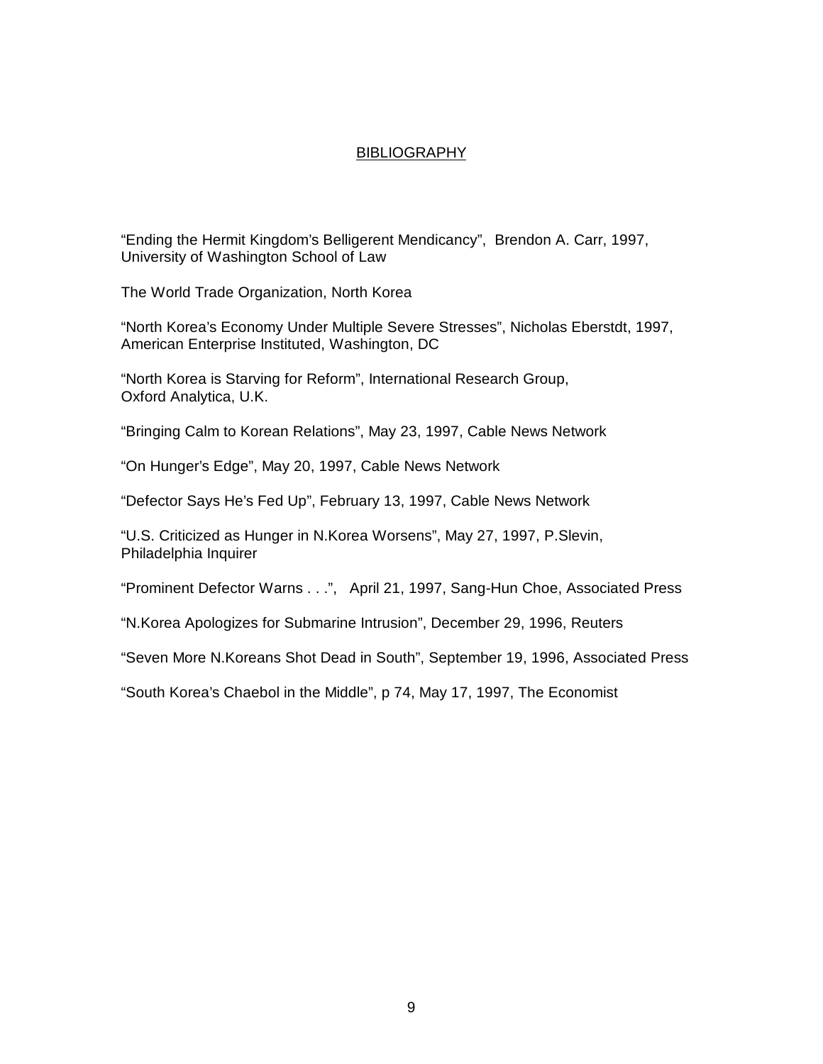# BIBLIOGRAPHY

"Ending the Hermit Kingdom's Belligerent Mendicancy", Brendon A. Carr, 1997, University of Washington School of Law

The World Trade Organization, North Korea

"North Korea's Economy Under Multiple Severe Stresses", Nicholas Eberstdt, 1997, American Enterprise Instituted, Washington, DC

"North Korea is Starving for Reform", International Research Group, Oxford Analytica, U.K.

"Bringing Calm to Korean Relations", May 23, 1997, Cable News Network

"On Hunger's Edge", May 20, 1997, Cable News Network

"Defector Says He's Fed Up", February 13, 1997, Cable News Network

"U.S. Criticized as Hunger in N.Korea Worsens", May 27, 1997, P.Slevin, Philadelphia Inquirer

"Prominent Defector Warns . . .", April 21, 1997, Sang-Hun Choe, Associated Press

"N.Korea Apologizes for Submarine Intrusion", December 29, 1996, Reuters

"Seven More N.Koreans Shot Dead in South", September 19, 1996, Associated Press

"South Korea's Chaebol in the Middle", p 74, May 17, 1997, The Economist